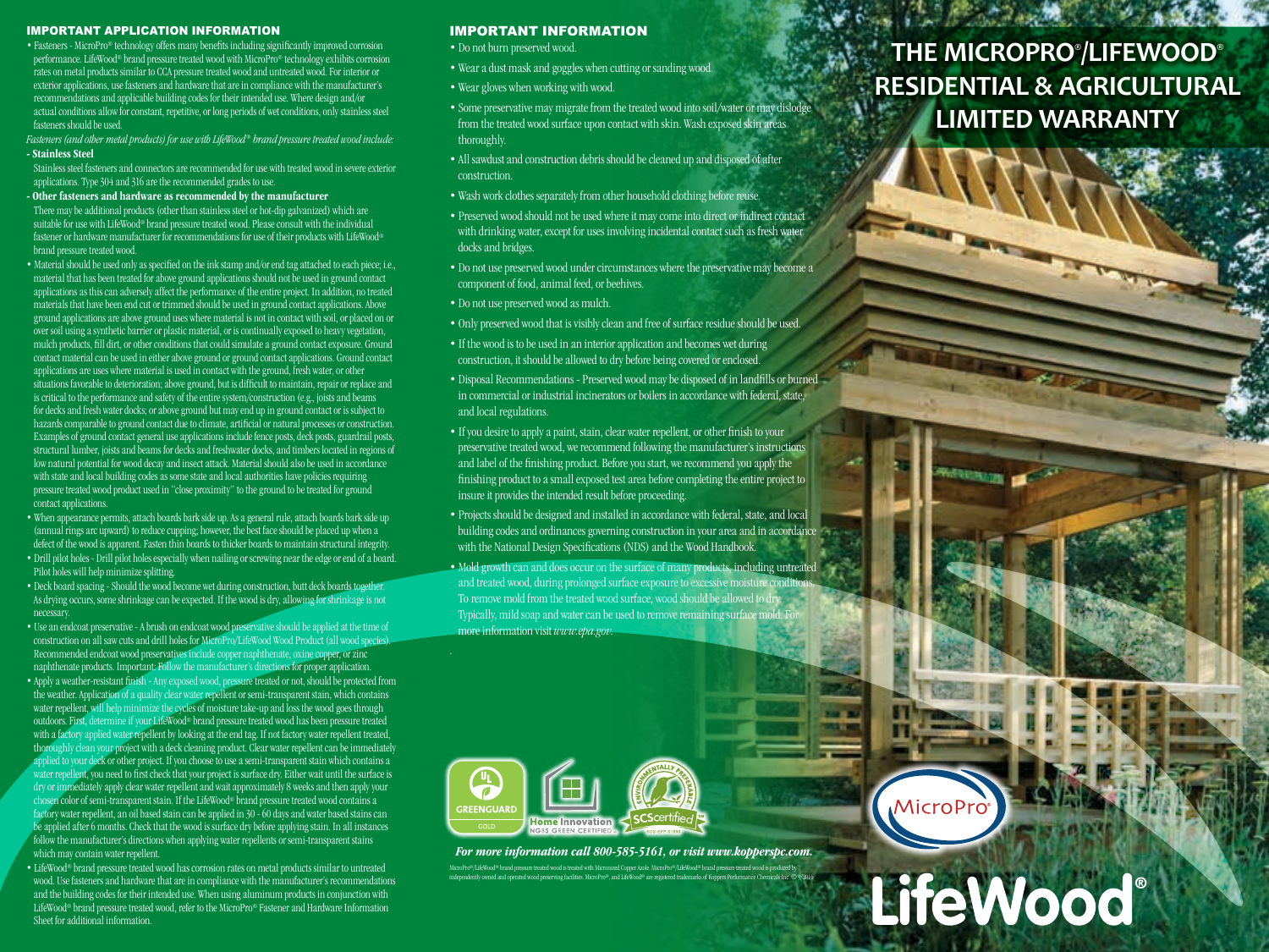## IMPORTANT APPLICATION INFORMATION

- Fasteners - MicroPro® technology offers many benefits including significantly improved corrosion performance. LifeWood® brand pressure treated wood with MicroPro® technology exhibits corrosion rates on metal products similar to CCA pressure treated wood and untreated wood. For interior or exterior applications, use fasteners and hardware that are in compliance with the manufacturer's recommendations and applicable building codes for their intended use. Where design and/or actual conditions allow for constant, repetitive, or long periods of wet conditions, only stainless steel fasteners should be used.

*Fasteners (and other metal products) for use with LifeWood® brand pressure treated wood include:*

**- Stainless Steel**

Stainless steel fasteners and connectors are recommended for use with treated wood in severe exterior applications. Type 304 and 316 are the recommended grades to use.

**- Other fasteners and hardware as recommended by the manufacturer**

There may be additional products (other than stainless steel or hot-dip galvanized) which are suitable for use with LifeWood® brand pressure treated wood. Please consult with the individual fastener or hardware manufacturer for recommendations for use of their products with LifeWood® brand pressure treated wood.

- Material should be used only as specified on the ink stamp and/or end tag attached to each piece; i.e., material that has been treated for above ground applications should not be used in ground contact applications as this can adversely affect the performance of the entire project. In addition, no treated materials that have been end cut or trimmed should be used in ground contact applications. Above ground applications are above ground uses where material is not in contact with soil, or placed on or over soil using a synthetic barrier or plastic material, or is continually exposed to heavy vegetation, mulch products, fill dirt, or other conditions that could simulate a ground contact exposure. Ground contact material can be used in either above ground or ground contact applications. Ground contact applications are uses where material is used in contact with the ground, fresh water, or other situations favorable to deterioration; above ground, but is difficult to maintain, repair or replace and is critical to the performance and safety of the entire system/construction (e.g., joists and beams for decks and fresh water docks; or above ground but may end up in ground contact or is subject to hazards comparable to ground contact due to climate, artificial or natural processes or construction. Examples of ground contact general use applications include fence posts, deck posts, guardrail posts, structural lumber, joists and beams for decks and freshwater docks, and timbers located in regions of low natural potential for wood decay and insect attack. Material should also be used in accordance with state and local building codes as some state and local authorities have policies requiring pressure treated wood product used in "close proximity" to the ground to be treated for ground contact applications.
- When appearance permits, attach boards bark side up. As a general rule, attach boards bark side up (annual rings arc upward) to reduce cupping; however, the best face should be placed up when a defect of the wood is apparent. Fasten thin boards to thicker boards to maintain structural integrity.
- Drill pilot holes - Drill pilot holes especially when nailing or screwing near the edge or end of a board. Pilot holes will help minimize splitting.
- Deck board spacing - Should the wood become wet during construction, butt deck boards together. As drying occurs, some shrinkage can be expected. If the wood is dry, allowing for shrinkage is not necessary.
- Use an endcoat preservative - A brush on endcoat wood preservative should be applied at the time of construction on all saw cuts and drill holes for MicroPro/LifeWood Wood Product (all wood species). Recommended endcoat wood preservatives include copper naphthenate, oxine copper, or zinc naphthenate products. Important: Follow the manufacturer's directions for proper application.
- Apply a weather-resistant finish - Any exposed wood, pressure treated or not, should be protected from the weather. Application of a quality clear water repellent or semi-transparent stain, which contains water repellent, will help minimize the cycles of moisture take-up and loss the wood goes through outdoors. First, determine if your LifeWood® brand pressure treated wood has been pressure treated with a factory applied water repellent by looking at the end tag. If not factory water repellent treated, thoroughly clean your project with a deck cleaning product. Clear water repellent can be immediately applied to your deck or other project. If you choose to use a semi-transparent stain which contains a water repellent, you need to first check that your project is surface dry. Either wait until the surface is dry or immediately apply clear water repellent and wait approximately 8 weeks and then apply your chosen color of semi-transparent stain. If the LifeWood® brand pressure treated wood contains a factory water repellent, an oil based stain can be applied in 30 - 60 days and water based stains can be applied after 6 months. Check that the wood is surface dry before applying stain. In all instances follow the manufacturer's directions when applying water repellents or semi-transparent stains which may contain water repellent.
- LifeWood® brand pressure treated wood has corrosion rates on metal products similar to untreated wood. Use fasteners and hardware that are in compliance with the manufacturer's recommendations and the building codes for their intended use. When using aluminum products in conjunction with LifeWood® brand pressure treated wood, refer to the MicroPro® Fastener and Hardware Information Sheet for additional information.

## IMPORTANT INFORMATION

- Do not burn preserved wood.
- Wear a dust mask and goggles when cutting or sanding wood.
- Wear gloves when working with wood.
- Some preservative may migrate from the treated wood into soil/water or may dislodge from the treated wood surface upon contact with skin. Wash exposed skin areas thoroughly.
- All sawdust and construction debris should be cleaned up and disposed of after construction.
- Wash work clothes separately from other household clothing before reuse.
- Preserved wood should not be used where it may come into direct or indirect contact with drinking water, except for uses involving incidental contact such as fresh water docks and bridges.
- Do not use preserved wood under circumstances where the preservative may become a component of food, animal feed, or beehives.
- Do not use preserved wood as mulch.
- Only preserved wood that is visibly clean and free of surface residue should be used.
- If the wood is to be used in an interior application and becomes wet during construction, it should be allowed to dry before being covered or enclosed.
- Disposal Recommendations - Preserved wood may be disposed of in landfills or burned in commercial or industrial incinerators or boilers in accordance with federal, state, and local regulations.
- If you desire to apply a paint, stain, clear water repellent, or other finish to your preservative treated wood, we recommend following the manufacturer's instructions and label of the finishing product. Before you start, we recommend you apply the finishing product to a small exposed test area before completing the entire project to insure it provides the intended result before proceeding.
- Projects should be designed and installed in accordance with federal, state, and local building codes and ordinances governing construction in your area and in accordance with the National Design Specifications (NDS) and the Wood Handbook.
- Mold growth can and does occur on the surface of many products, including untreated and treated wood, during prolonged surface exposure to excessive moisture conditions. To remove mold from the treated wood surface, wood should be allowed to dry. Typically, mild soap and water can be used to remove remaining surface mold. For more information visit *www.epa.gov*.

GREENGUARD GOLD | Home Innovation NGBS GREEN CERTIFIED | ENVIRONMENTALLY PREFERABLE SCScertified

***For more information call 800-585-5161, or visit www.kopperspc.com.***

MicroPro®/LifeWood® brand pressure treated wood is treated with Micronized Copper Azole. MicroPro®/LifeWood® brand pressure treated wood is produced by independently owned and operated wood preserving facilities. MicroPro®, and LifeWood® are registered trademarks of Koppers Performance Chemicals Inc. © 9/2016

# THE MICROPRO®/LIFEWOOD® RESIDENTIAL & AGRICULTURAL LIMITED WARRANTY

MicroPro®

LifeWood®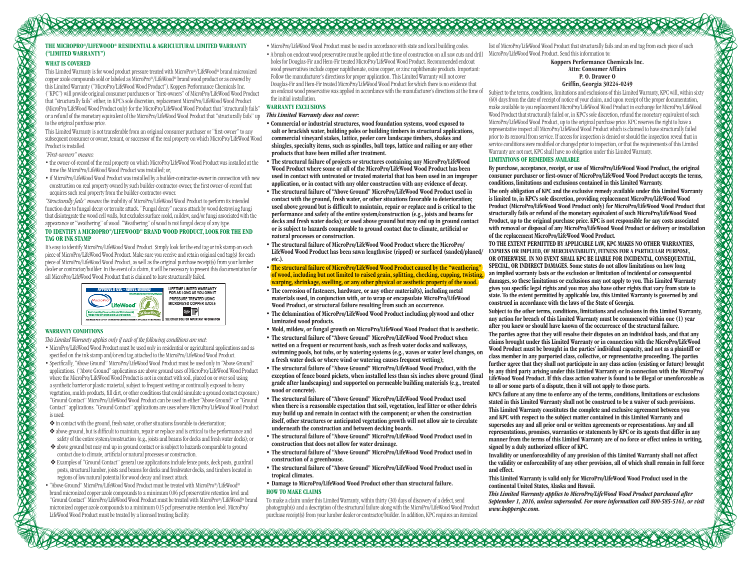## THE MICROPRO®/LIFEWOOD® RESIDENTIAL & AGRICULTURAL LIMITED WARRANTY ("LIMITED WARRANTY")

### WHAT IS COVERED

This Limited Warranty is for wood product pressure treated with MicroPro®/LifeWood® brand micronized copper azole compounds sold or labeled as MicroPro®/LifeWood® brand wood product or as covered by this Limited Warranty ("MicroPro/LifeWood Wood Product"). Koppers Performance Chemicals Inc. ("KPC") will provide original consumer purchasers or "first-owners" of MicroPro/LifeWood Wood Product that "structurally fails" either, in KPC's sole discretion, replacement MicroPro/LifeWood Wood Product (MicroPro/LifeWood Wood Product only) for the MicroPro/LifeWood Wood Product that "structurally fails" or a refund of the monetary equivalent of the MicroPro/LifeWood Wood Product that "structurally fails" up to the original purchase price.

This Limited Warranty is not transferable from an original consumer purchaser or "first-owner" to any subsequent consumer or owner, tenant, or successor of the real property on which MicroPro/LifeWood Wood Product is installed.

*"First-owners" means:*

- the owner-of-record of the real property on which MicroPro/LifeWood Wood Product was installed at the time the MicroPro/LifeWood Wood Product was installed; or,
- if MicroPro/LifeWood Wood Product was installed by a builder-contractor-owner in connection with new construction on real property owned by such builder-contractor-owner, the first owner-of-record that acquires such real property from the builder-contractor-owner.

*"Structurally fails" means* the inability of MicroPro/LifeWood Wood Product to perform its intended function due to fungal decay or termite attack. "Fungal decay" means attack by wood destroying fungi that disintegrate the wood cell walls, but excludes surface mold, mildew, and/or fungi associated with the appearance or "weathering" of wood. "Weathering" of wood is not fungal decay of any type.

### TO IDENTIFY A MICROPRO®/LIFEWOOD® BRAND WOOD PRODUCT, LOOK FOR THE END TAG OR INK STAMP

It's easy to identify MicroPro/LifeWood Wood Product. Simply look for the end tag or ink stamp on each piece of MicroPro/LifeWood Wood Product. Make sure you receive and retain original end tag(s) for each piece of MicroPro/LifeWood Wood Product, as well as the original purchase receipt(s) from your lumber dealer or contractor/builder. In the event of a claim, it will be necessary to present this documentation for all MicroPro/LifeWood Wood Product that is claimed to have structurally failed.

APPROVED USE - ABOVE GROUND
TREATED WOOD PROCESS CONFIRMATION
MicroPro
LifeWood
SCScertified
LIFETIME LIMITED WARRANTY FOR AS LONG AS YOU OWN IT
PRESSURE TREATED USING MICRONIZED COPPER AZOLE
SEE OTHER SIDE FOR IMPORTANT INFORMATION

### WARRANTY CONDITIONS

*This Limited Warranty applies only if each of the following conditions are met:*

- MicroPro/LifeWood Wood Product must be used only in residential or agricultural applications and as specified on the ink stamp and/or end tag attached to the MicroPro/LifeWood Wood Product.
- Specifically, "Above Ground" MicroPro/LifeWood Wood Product must be used only in "Above Ground" applications. ("Above Ground" applications are above ground uses of MicroPro/LifeWood Wood Product where the MicroPro/LifeWood Wood Product is not in contact with soil, placed on or over soil using a synthetic barrier or plastic material, subject to frequent wetting or continually exposed to heavy vegetation, mulch products, fill dirt, or other conditions that could simulate a ground contact exposure.) "Ground Contact" MicroPro/LifeWood Wood Product can be used in either "Above Ground" or "Ground Contact" applications. "Ground Contact" applications are uses where MicroPro/LifeWood Wood Product is used:
  - in contact with the ground, fresh water, or other situations favorable to deterioration;
  - above ground, but is difficult to maintain, repair or replace and is critical to the performance and safety of the entire system/construction (e.g., joists and beams for decks and fresh water docks); or
  - above ground but may end up in ground contact or is subject to hazards comparable to ground contact due to climate, artificial or natural processes or construction.
  - Examples of "Ground Contact" general use applications include fence posts, deck posts, guardrail posts, structural lumber, joists and beams for decks and freshwater docks, and timbers located in regions of low natural potential for wood decay and insect attack.
- "Above Ground" MicroPro/LifeWood Wood Product must be treated with MicroPro®/LifeWood® brand micronized copper azole compounds to a minimum 0.06 pcf preservative retention level and "Ground Contact" MicroPro/LifeWood Wood Product must be treated with MicroPro®/LifeWood® brand micronized copper azole compounds to a minimum 0.15 pcf preservative retention level. MicroPro/LifeWood Wood Product must be treated by a licensed treating facility.
- MicroPro/LifeWood Wood Product must be used in accordance with state and local building codes.
- A brush on endcoat wood preservative must be applied at the time of construction on all saw cuts and drill holes for Douglas-Fir and Hem-Fir treated MicroPro/LifeWood Wood Product. Recommended endcoat wood preservatives include copper naphthenate, oxine copper, or zinc naphthenate products. Important: Follow the manufacturer's directions for proper application. This Limited Warranty will not cover Douglas-Fir and Hem-Fir treated MicroPro/LifeWood Wood Product for which there is no evidence that an endcoat wood preservative was applied in accordance with the manufacturer's directions at the time of the initial installation.

### WARRANTY EXCLUSIONS

***This Limited Warranty does not cover:***

- **Commercial or industrial structures, wood foundation systems, wood exposed to salt or brackish water, building poles or building timbers in structural applications, commercial vineyard stakes, lattice, peeler core landscape timbers, shakes and shingles, specialty items, such as spindles, ball tops, lattice and railing or any other products that have been milled after treatment.**
- **The structural failure of projects or structures containing any MicroPro/LifeWood Wood Product where some or all of the MicroPro/LifeWood Wood Product has been used in contact with untreated or treated material that has been used in an improper application, or in contact with any older construction with any evidence of decay.**
- **The structural failure of "Above Ground" MicroPro/LifeWood Wood Product used in contact with the ground, fresh water, or other situations favorable to deterioration; used above ground but is difficult to maintain, repair or replace and is critical to the performance and safety of the entire system/construction (e.g., joists and beams for decks and fresh water docks); or used above ground but may end up in ground contact or is subject to hazards comparable to ground contact due to climate, artificial or natural processes or construction.**
- **The structural failure of MicroPro/LifeWood Wood Product where the MicroPro/LifeWood Wood Product has been sawn lengthwise (ripped) or surfaced (sanded/planed/etc.).**
- **The structural failure of MicroPro/LifeWood Wood Product caused by the "weathering" of wood, including but not limited to raised grain, splitting, checking, cupping, twisting, warping, shrinkage, swelling, or any other physical or aesthetic property of the wood.**
- **The corrosion of fasteners, hardware, or any other material(s), including metal materials used, in conjunction with, or to wrap or encapsulate MicroPro/LifeWood Wood Product, or structural failure resulting from such an occurrence.**
- **The delamination of MicroPro/LifeWood Wood Product including plywood and other laminated wood products.**
- **Mold, mildew, or fungal growth on MicroPro/LifeWood Wood Product that is aesthetic.**
- **The structural failure of "Above Ground" MicroPro/LifeWood Wood Product when wetted on a frequent or recurrent basis, such as fresh water docks and walkways, swimming pools, hot tubs, or by watering systems (e.g., waves or water level changes, on a fresh water dock or where wind or watering causes frequent wetting);**
- **The structural failure of "Above Ground" MicroPro/LifeWood Wood Product, with the exception of fence board pickets, when installed less than six inches above ground (final grade after landscaping) and supported on permeable building materials (e.g., treated wood or concrete).**
- **The structural failure of "Above Ground" MicroPro/LifeWood Wood Product used when there is a reasonable expectation that soil, vegetation, leaf litter or other debris may build up and remain in contact with the component; or when the construction itself, other structures or anticipated vegetation growth will not allow air to circulate underneath the construction and between decking boards.**
- **The structural failure of "Above Ground" MicroPro/LifeWood Wood Product used in construction that does not allow for water drainage.**
- **The structural failure of "Above Ground" MicroPro/LifeWood Wood Product used in construction of a greenhouse.**
- **The structural failure of "Above Ground" MicroPro/LifeWood Wood Product used in tropical climates.**
- **Damage to MicroPro/LifeWood Wood Product other than structural failure.**

### HOW TO MAKE CLAIMS

To make a claim under this Limited Warranty, within thirty (30) days of discovery of a defect, send photograph(s) and a description of the structural failure along with the MicroPro/LifeWood Wood Product purchase receipt(s) from your lumber dealer or contractor/builder. In addition, KPC requires an itemized list of MicroPro/LifeWood Wood Product that structurally fails and an end tag from each piece of such MicroPro/LifeWood Wood Product. Send this information to:

**Koppers Performance Chemicals Inc.**
**Attn: Consumer Affairs**
**P. O. Drawer O**
**Griffin, Georgia 30224-0249**

Subject to the terms, conditions, limitations and exclusions of this Limited Warranty, KPC will, within sixty (60) days from the date of receipt of notice of your claim, and upon receipt of the proper documentation, make available to you replacement MicroPro/LifeWood Wood Product in exchange for MicroPro/LifeWood Wood Product that structurally failed or, in KPC's sole discretion, refund the monetary equivalent of such MicroPro/LifeWood Wood Product, up to the original purchase price. KPC reserves the right to have a representative inspect all MicroPro/LifeWood Wood Product which is claimed to have structurally failed prior to its removal from service. If access for inspection is denied or should the inspection reveal that in service conditions were modified or changed prior to inspection, or that the requirements of this Limited Warranty are not met, KPC shall have no obligation under this Limited Warranty.

### LIMITATIONS OF REMEDIES AVAILABLE

**By purchase, acceptance, receipt, or use of MicroPro/LifeWood Wood Product, the original consumer purchaser or first-owner of MicroPro/LifeWood Wood Product accepts the terms, conditions, limitations and exclusions contained in this Limited Warranty.**

**The only obligation of KPC and the exclusive remedy available under this Limited Warranty is limited to, in KPC's sole discretion, providing replacement MicroPro/LifeWood Wood Product (MicroPro/LifeWood Wood Product only) for MicroPro/LifeWood Wood Product that structurally fails or refund of the monetary equivalent of such MicroPro/LifeWood Wood Product, up to the original purchase price. KPC is not responsible for any costs associated with removal or disposal of any MicroPro/LifeWood Wood Product or delivery or installation of the replacement MicroPro/LifeWood Wood Product.**

**TO THE EXTENT PERMITTED BY APPLICABLE LAW, KPC MAKES NO OTHER WARRANTIES, EXPRESS OR IMPLIED, OF MERCHANTABILITY, FITNESS FOR A PARTICULAR PURPOSE, OR OTHERWISE. IN NO EVENT SHALL KPC BE LIABLE FOR INCIDENTAL, CONSEQUENTIAL, SPECIAL, OR INDIRECT DAMAGES. Some states do not allow limitations on how long an implied warranty lasts or the exclusion or limitation of incidental or consequential damages, so these limitations or exclusions may not apply to you. This Limited Warranty gives you specific legal rights and you may also have other rights that vary from state to state. To the extent permitted by applicable law, this Limited Warranty is governed by and construed in accordance with the laws of the State of Georgia.**

**Subject to the other terms, conditions, limitations and exclusions in this Limited Warranty, any action for breach of this Limited Warranty must be commenced within one (1) year after you knew or should have known of the occurrence of the structural failure.**

**The parties agree that they will resolve their disputes on an individual basis, and that any claims brought under this Limited Warranty or in connection with the MicroPro/LifeWood Wood Product must be brought in the parties' individual capacity, and not as a plaintiff or class member in any purported class, collective, or representative proceeding. The parties further agree that they shall not participate in any class action (existing or future) brought by any third party arising under this Limited Warranty or in connection with the MicroPro/LifeWood Wood Product. If this class action waiver is found to be illegal or unenforceable as to all or some parts of a dispute, then it will not apply to those parts.**

**KPC's failure at any time to enforce any of the terms, conditions, limitations or exclusions stated in this Limited Warranty shall not be construed to be a waiver of such provisions.**

**This Limited Warranty constitutes the complete and exclusive agreement between you and KPC with respect to the subject matter contained in this Limited Warranty and supersedes any and all prior oral or written agreements or representations. Any and all representations, promises, warranties or statements by KPC or its agents that differ in any manner from the terms of this Limited Warranty are of no force or effect unless in writing, signed by a duly authorized officer of KPC.**

**Invalidity or unenforceability of any provision of this Limited Warranty shall not affect the validity or enforceability of any other provision, all of which shall remain in full force and effect.**

**This Limited Warranty is valid only for MicroPro/LifeWood Wood Product used in the continental United States, Alaska and Hawaii.**

***This Limited Warranty applies to MicroPro/LifeWood Wood Product purchased after September 1, 2016, unless superseded. For more information call 800-585-5161, or visit www.kopperspc.com.***